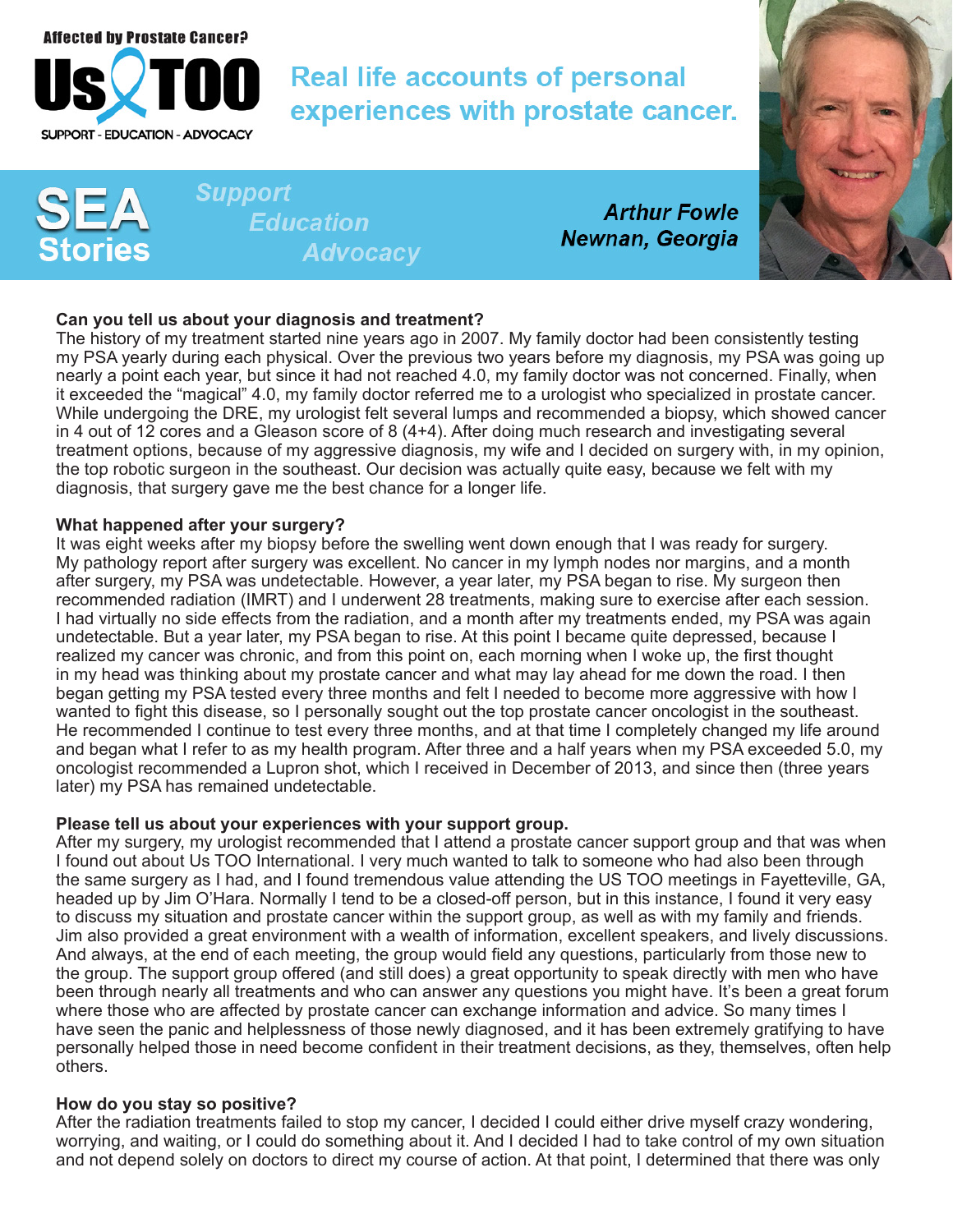Affected by Prostate Cancer?

# Us TOO

SUPPORT - EDUCATION - ADVOCACY

## Real life accounts of personal experiences with prostate cancer.

**SEA Stories**

*Support Education Advocacy*

***Arthur Fowle***
***Newnan, Georgia***

**Can you tell us about your diagnosis and treatment?**

The history of my treatment started nine years ago in 2007. My family doctor had been consistently testing my PSA yearly during each physical. Over the previous two years before my diagnosis, my PSA was going up nearly a point each year, but since it had not reached 4.0, my family doctor was not concerned. Finally, when it exceeded the "magical" 4.0, my family doctor referred me to a urologist who specialized in prostate cancer. While undergoing the DRE, my urologist felt several lumps and recommended a biopsy, which showed cancer in 4 out of 12 cores and a Gleason score of 8 (4+4). After doing much research and investigating several treatment options, because of my aggressive diagnosis, my wife and I decided on surgery with, in my opinion, the top robotic surgeon in the southeast. Our decision was actually quite easy, because we felt with my diagnosis, that surgery gave me the best chance for a longer life.

**What happened after your surgery?**

It was eight weeks after my biopsy before the swelling went down enough that I was ready for surgery. My pathology report after surgery was excellent. No cancer in my lymph nodes nor margins, and a month after surgery, my PSA was undetectable. However, a year later, my PSA began to rise. My surgeon then recommended radiation (IMRT) and I underwent 28 treatments, making sure to exercise after each session. I had virtually no side effects from the radiation, and a month after my treatments ended, my PSA was again undetectable. But a year later, my PSA began to rise. At this point I became quite depressed, because I realized my cancer was chronic, and from this point on, each morning when I woke up, the first thought in my head was thinking about my prostate cancer and what may lay ahead for me down the road. I then began getting my PSA tested every three months and felt I needed to become more aggressive with how I wanted to fight this disease, so I personally sought out the top prostate cancer oncologist in the southeast. He recommended I continue to test every three months, and at that time I completely changed my life around and began what I refer to as my health program. After three and a half years when my PSA exceeded 5.0, my oncologist recommended a Lupron shot, which I received in December of 2013, and since then (three years later) my PSA has remained undetectable.

**Please tell us about your experiences with your support group.**

After my surgery, my urologist recommended that I attend a prostate cancer support group and that was when I found out about Us TOO International. I very much wanted to talk to someone who had also been through the same surgery as I had, and I found tremendous value attending the US TOO meetings in Fayetteville, GA, headed up by Jim O'Hara. Normally I tend to be a closed-off person, but in this instance, I found it very easy to discuss my situation and prostate cancer within the support group, as well as with my family and friends. Jim also provided a great environment with a wealth of information, excellent speakers, and lively discussions. And always, at the end of each meeting, the group would field any questions, particularly from those new to the group. The support group offered (and still does) a great opportunity to speak directly with men who have been through nearly all treatments and who can answer any questions you might have. It's been a great forum where those who are affected by prostate cancer can exchange information and advice. So many times I have seen the panic and helplessness of those newly diagnosed, and it has been extremely gratifying to have personally helped those in need become confident in their treatment decisions, as they, themselves, often help others.

**How do you stay so positive?**

After the radiation treatments failed to stop my cancer, I decided I could either drive myself crazy wondering, worrying, and waiting, or I could do something about it. And I decided I had to take control of my own situation and not depend solely on doctors to direct my course of action. At that point, I determined that there was only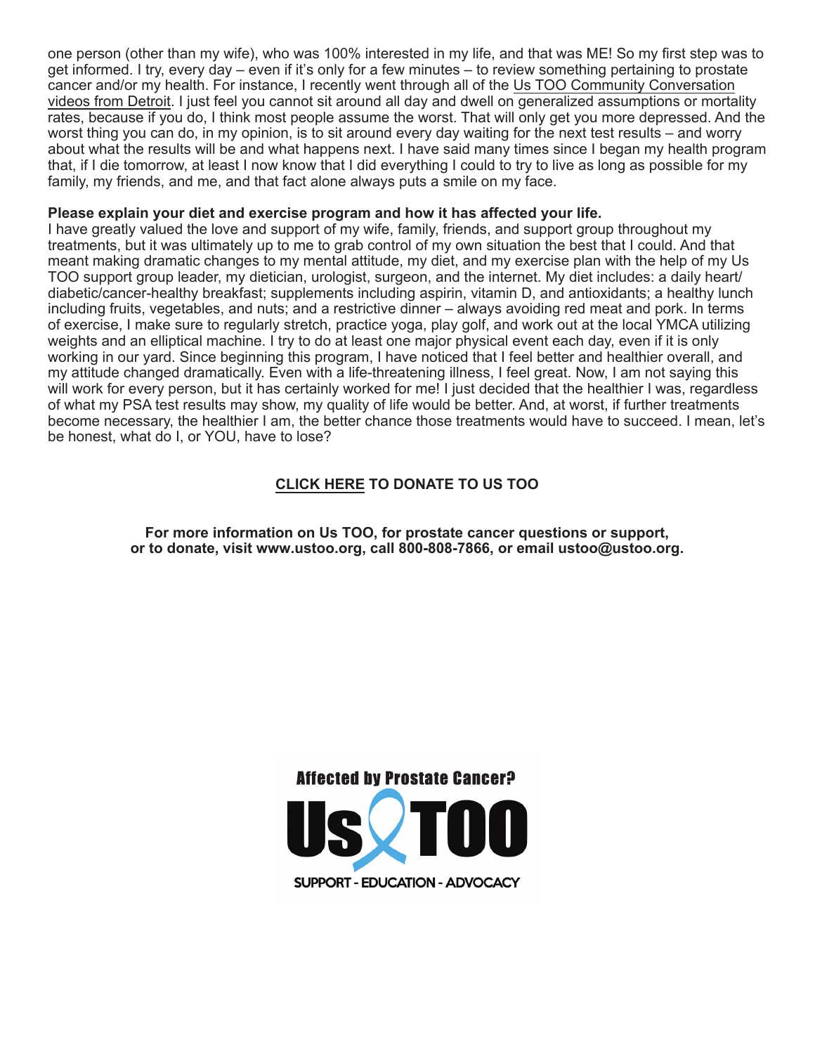one person (other than my wife), who was 100% interested in my life, and that was ME! So my first step was to get informed. I try, every day – even if it's only for a few minutes – to review something pertaining to prostate cancer and/or my health. For instance, I recently went through all of the Us TOO Community Conversation videos from Detroit. I just feel you cannot sit around all day and dwell on generalized assumptions or mortality rates, because if you do, I think most people assume the worst. That will only get you more depressed. And the worst thing you can do, in my opinion, is to sit around every day waiting for the next test results – and worry about what the results will be and what happens next. I have said many times since I began my health program that, if I die tomorrow, at least I now know that I did everything I could to try to live as long as possible for my family, my friends, and me, and that fact alone always puts a smile on my face.

**Please explain your diet and exercise program and how it has affected your life.**

I have greatly valued the love and support of my wife, family, friends, and support group throughout my treatments, but it was ultimately up to me to grab control of my own situation the best that I could. And that meant making dramatic changes to my mental attitude, my diet, and my exercise plan with the help of my Us TOO support group leader, my dietician, urologist, surgeon, and the internet. My diet includes: a daily heart/diabetic/cancer-healthy breakfast; supplements including aspirin, vitamin D, and antioxidants; a healthy lunch including fruits, vegetables, and nuts; and a restrictive dinner – always avoiding red meat and pork. In terms of exercise, I make sure to regularly stretch, practice yoga, play golf, and work out at the local YMCA utilizing weights and an elliptical machine. I try to do at least one major physical event each day, even if it is only working in our yard. Since beginning this program, I have noticed that I feel better and healthier overall, and my attitude changed dramatically. Even with a life-threatening illness, I feel great. Now, I am not saying this will work for every person, but it has certainly worked for me! I just decided that the healthier I was, regardless of what my PSA test results may show, my quality of life would be better. And, at worst, if further treatments become necessary, the healthier I am, the better chance those treatments would have to succeed. I mean, let's be honest, what do I, or YOU, have to lose?

**CLICK HERE TO DONATE TO US TOO**

**For more information on Us TOO, for prostate cancer questions or support, or to donate, visit www.ustoo.org, call 800-808-7866, or email ustoo@ustoo.org.**

Affected by Prostate Cancer?

Us TOO

SUPPORT - EDUCATION - ADVOCACY